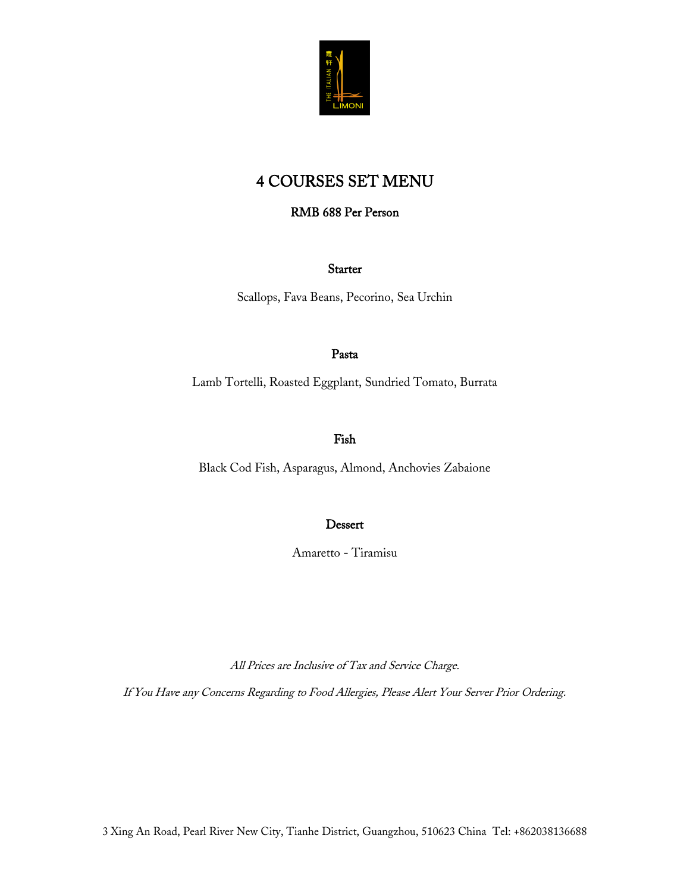# 4 COURSES SET MENU

**RMB 688 Per Person**

### Starter

Scallops, Fava Beans, Pecorino, Sea Urchin

### Pasta

Lamb Tortelli, Roasted Eggplant, Sundried Tomato, Burrata

### Fish

Black Cod Fish, Asparagus, Almond, Anchovies Zabaione

### Dessert

Amaretto - Tiramisu

*All Prices are Inclusive of Tax and Service Charge.*

*If You Have any Concerns Regarding to Food Allergies, Please Alert Your Server Prior Ordering.*

3 Xing An Road, Pearl River New City, Tianhe District, Guangzhou, 510623 China Tel: +862038136688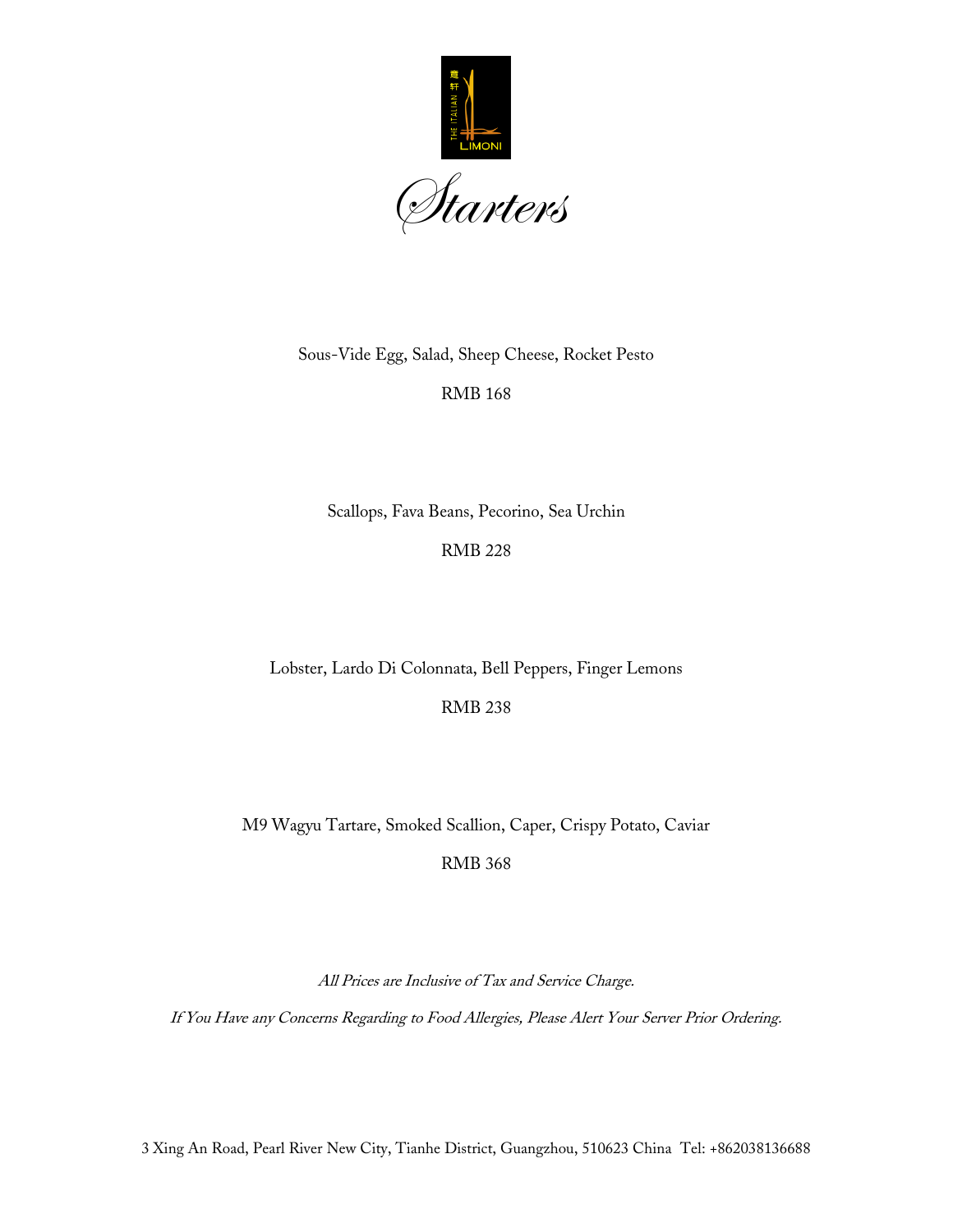# Starters

Sous-Vide Egg, Salad, Sheep Cheese, Rocket Pesto

RMB 168

Scallops, Fava Beans, Pecorino, Sea Urchin

RMB 228

Lobster, Lardo Di Colonnata, Bell Peppers, Finger Lemons

RMB 238

M9 Wagyu Tartare, Smoked Scallion, Caper, Crispy Potato, Caviar

RMB 368

*All Prices are Inclusive of Tax and Service Charge.*

*If You Have any Concerns Regarding to Food Allergies, Please Alert Your Server Prior Ordering.*

3 Xing An Road, Pearl River New City, Tianhe District, Guangzhou, 510623 China Tel: +862038136688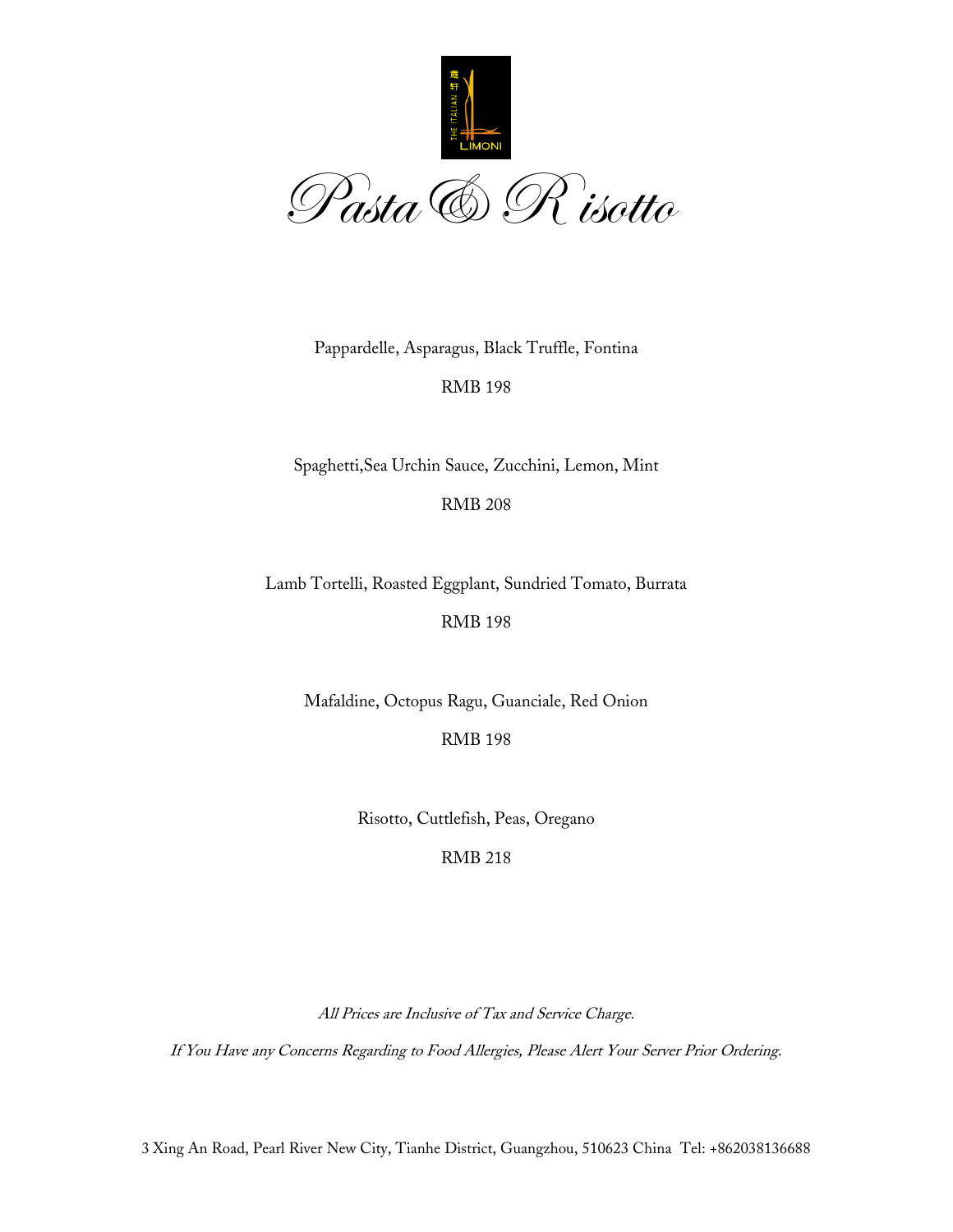# Pasta & Risotto

Pappardelle, Asparagus, Black Truffle, Fontina

RMB 198

Spaghetti,Sea Urchin Sauce, Zucchini, Lemon, Mint

RMB 208

Lamb Tortelli, Roasted Eggplant, Sundried Tomato, Burrata

RMB 198

Mafaldine, Octopus Ragu, Guanciale, Red Onion

RMB 198

Risotto, Cuttlefish, Peas, Oregano

RMB 218

*All Prices are Inclusive of Tax and Service Charge.*

*If You Have any Concerns Regarding to Food Allergies, Please Alert Your Server Prior Ordering.*

3 Xing An Road, Pearl River New City, Tianhe District, Guangzhou, 510623 China Tel: +862038136688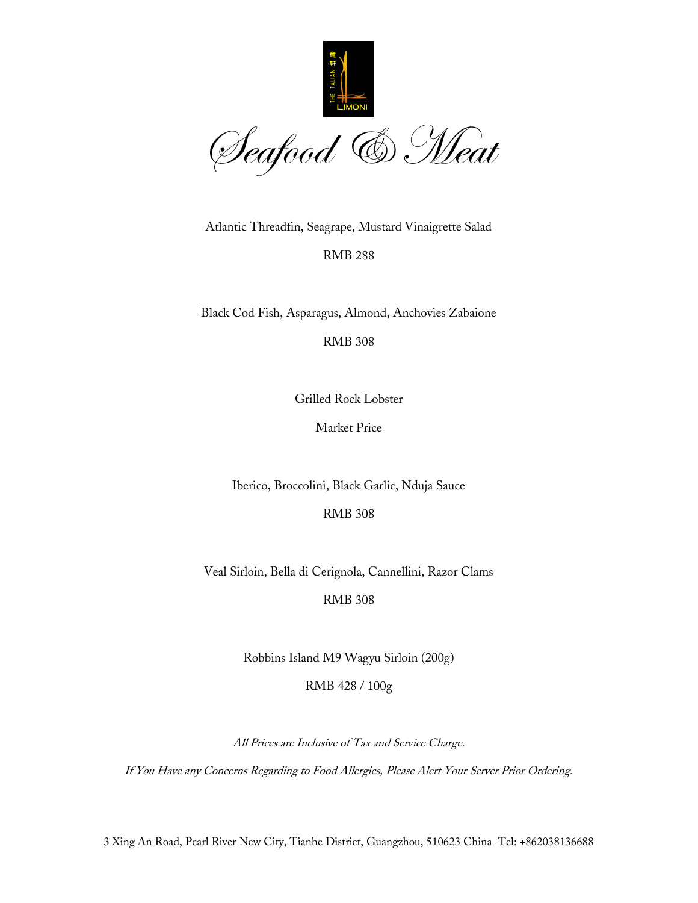# Seafood & Meat

Atlantic Threadfin, Seagrape, Mustard Vinaigrette Salad

RMB 288

Black Cod Fish, Asparagus, Almond, Anchovies Zabaione

RMB 308

Grilled Rock Lobster

Market Price

Iberico, Broccolini, Black Garlic, Nduja Sauce

RMB 308

Veal Sirloin, Bella di Cerignola, Cannellini, Razor Clams

RMB 308

Robbins Island M9 Wagyu Sirloin (200g)

RMB 428 / 100g

*All Prices are Inclusive of Tax and Service Charge.*

*If You Have any Concerns Regarding to Food Allergies, Please Alert Your Server Prior Ordering.*

3 Xing An Road, Pearl River New City, Tianhe District, Guangzhou, 510623 China Tel: +862038136688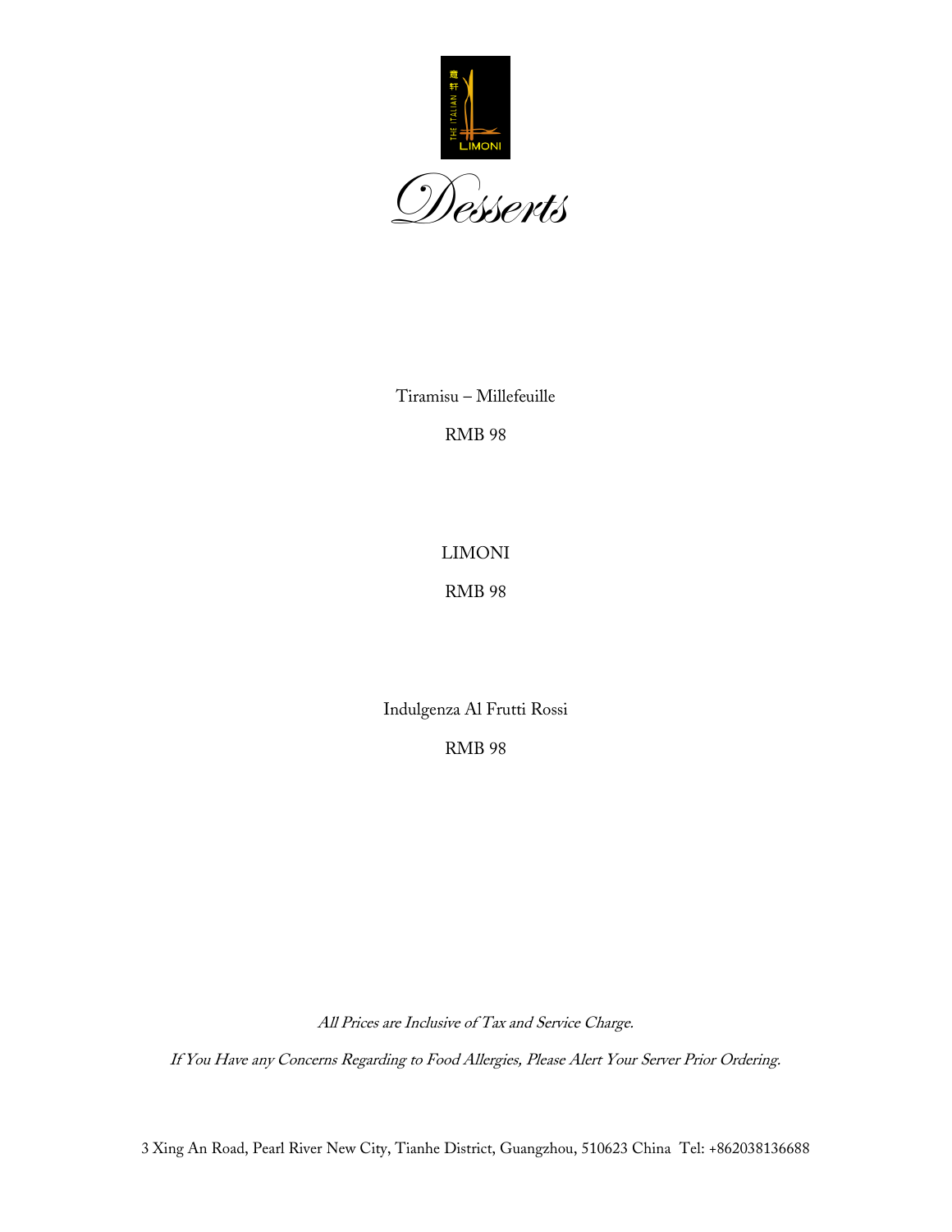# Desserts

Tiramisu – Millefeuille

RMB 98

LIMONI

RMB 98

Indulgenza Al Frutti Rossi

RMB 98

*All Prices are Inclusive of Tax and Service Charge.*

*If You Have any Concerns Regarding to Food Allergies, Please Alert Your Server Prior Ordering.*

3 Xing An Road, Pearl River New City, Tianhe District, Guangzhou, 510623 China Tel: +862038136688